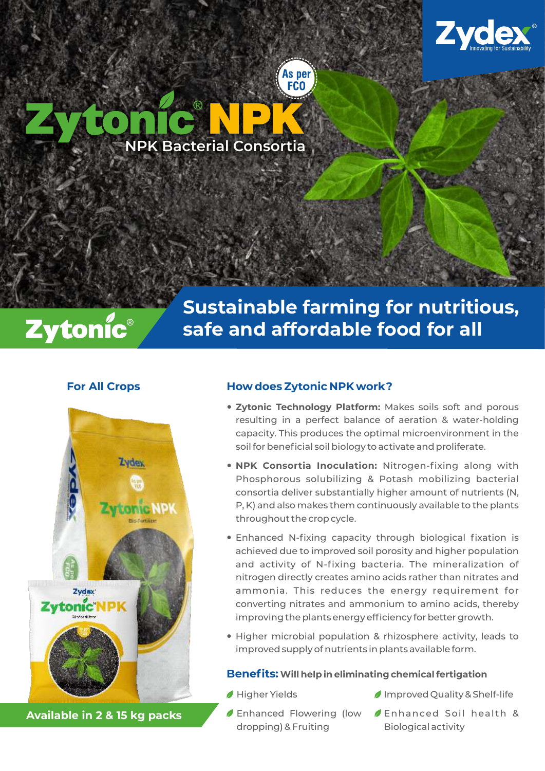Zydex®
Innovating for Sustainability

As per FCO

# Zytonic® NPK

## NPK Bacterial Consortia

Zytonic®

## Sustainable farming for nutritious, safe and affordable food for all

### For All Crops

**Available in 2 & 15 kg packs**

### How does Zytonic NPK work?

- **Zytonic Technology Platform:** Makes soils soft and porous resulting in a perfect balance of aeration & water-holding capacity. This produces the optimal microenvironment in the soil for beneficial soil biology to activate and proliferate.
- **NPK Consortia Inoculation:** Nitrogen-fixing along with Phosphorous solubilizing & Potash mobilizing bacterial consortia deliver substantially higher amount of nutrients (N, P, K) and also makes them continuously available to the plants throughout the crop cycle.
- Enhanced N-fixing capacity through biological fixation is achieved due to improved soil porosity and higher population and activity of N-fixing bacteria. The mineralization of nitrogen directly creates amino acids rather than nitrates and ammonia. This reduces the energy requirement for converting nitrates and ammonium to amino acids, thereby improving the plants energy efficiency for better growth.
- Higher microbial population & rhizosphere activity, leads to improved supply of nutrients in plants available form.

### Benefits: Will help in eliminating chemical fertigation

- Higher Yields
- Enhanced Flowering (low dropping) & Fruiting
- Improved Quality & Shelf-life
- Enhanced Soil health & Biological activity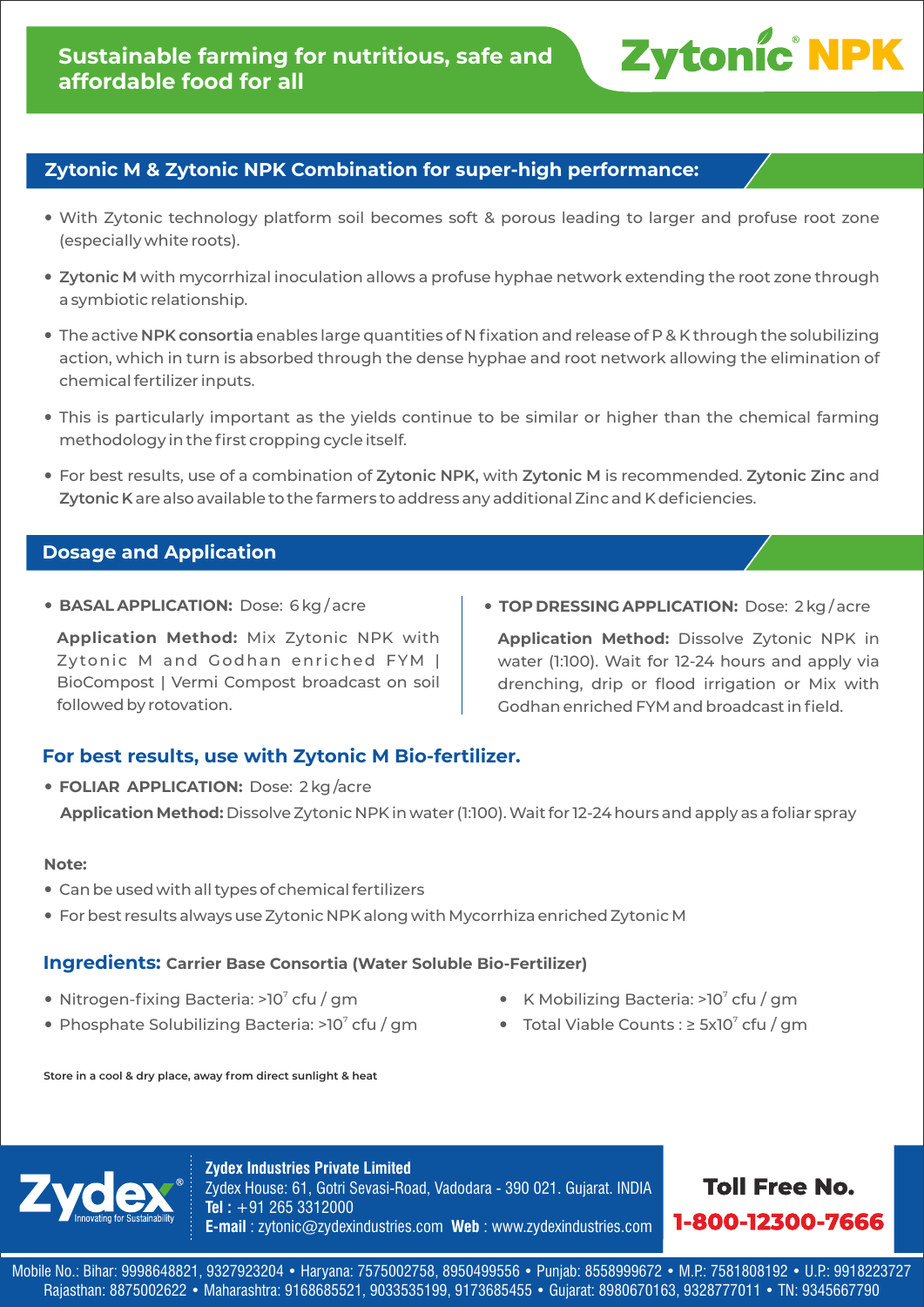Sustainable farming for nutritious, safe and affordable food for all

# Zytonic® NPK

## Zytonic M & Zytonic NPK Combination for super-high performance:

- With Zytonic technology platform soil becomes soft & porous leading to larger and profuse root zone (especially white roots).
- **Zytonic M** with mycorrhizal inoculation allows a profuse hyphae network extending the root zone through a symbiotic relationship.
- The active **NPK consortia** enables large quantities of N fixation and release of P & K through the solubilizing action, which in turn is absorbed through the dense hyphae and root network allowing the elimination of chemical fertilizer inputs.
- This is particularly important as the yields continue to be similar or higher than the chemical farming methodology in the first cropping cycle itself.
- For best results, use of a combination of **Zytonic NPK,** with **Zytonic M** is recommended. **Zytonic Zinc** and **Zytonic K** are also available to the farmers to address any additional Zinc and K deficiencies.

## Dosage and Application

- **BASAL APPLICATION:** Dose: 6 kg / acre

  **Application Method:** Mix Zytonic NPK with Zytonic M and Godhan enriched FYM | BioCompost | Vermi Compost broadcast on soil followed by rotovation.

- **TOP DRESSING APPLICATION:** Dose: 2 kg / acre

  **Application Method:** Dissolve Zytonic NPK in water (1:100). Wait for 12-24 hours and apply via drenching, drip or flood irrigation or Mix with Godhan enriched FYM and broadcast in field.

### For best results, use with Zytonic M Bio-fertilizer.

- **FOLIAR APPLICATION:** Dose: 2 kg /acre

  **Application Method:** Dissolve Zytonic NPK in water (1:100). Wait for 12-24 hours and apply as a foliar spray

**Note:**

- Can be used with all types of chemical fertilizers
- For best results always use Zytonic NPK along with Mycorrhiza enriched Zytonic M

### Ingredients: Carrier Base Consortia (Water Soluble Bio-Fertilizer)

- Nitrogen-fixing Bacteria: >$10^7$ cfu / gm
- Phosphate Solubilizing Bacteria: >$10^7$ cfu / gm
- K Mobilizing Bacteria: >$10^7$ cfu / gm
- Total Viable Counts : ≥ $5 \times 10^7$ cfu / gm

Store in a cool & dry place, away from direct sunlight & heat

Zydex® Innovating for Sustainability

**Zydex Industries Private Limited**
Zydex House: 61, Gotri Sevasi-Road, Vadodara - 390 021. Gujarat. INDIA
**Tel :** +91 265 3312000
**E-mail** : zytonic@zydexindustries.com **Web** : www.zydexindustries.com

**Toll Free No.**
**1-800-12300-7666**

Mobile No.: Bihar: 9998648821, 9327923204 • Haryana: 7575002758, 8950499556 • Punjab: 8558999672 • M.P.: 7581808192 • U.P.: 9918223727
Rajasthan: 8875002622 • Maharashtra: 9168685521, 9033535199, 9173685455 • Gujarat: 8980670163, 9328777011 • TN: 9345667790